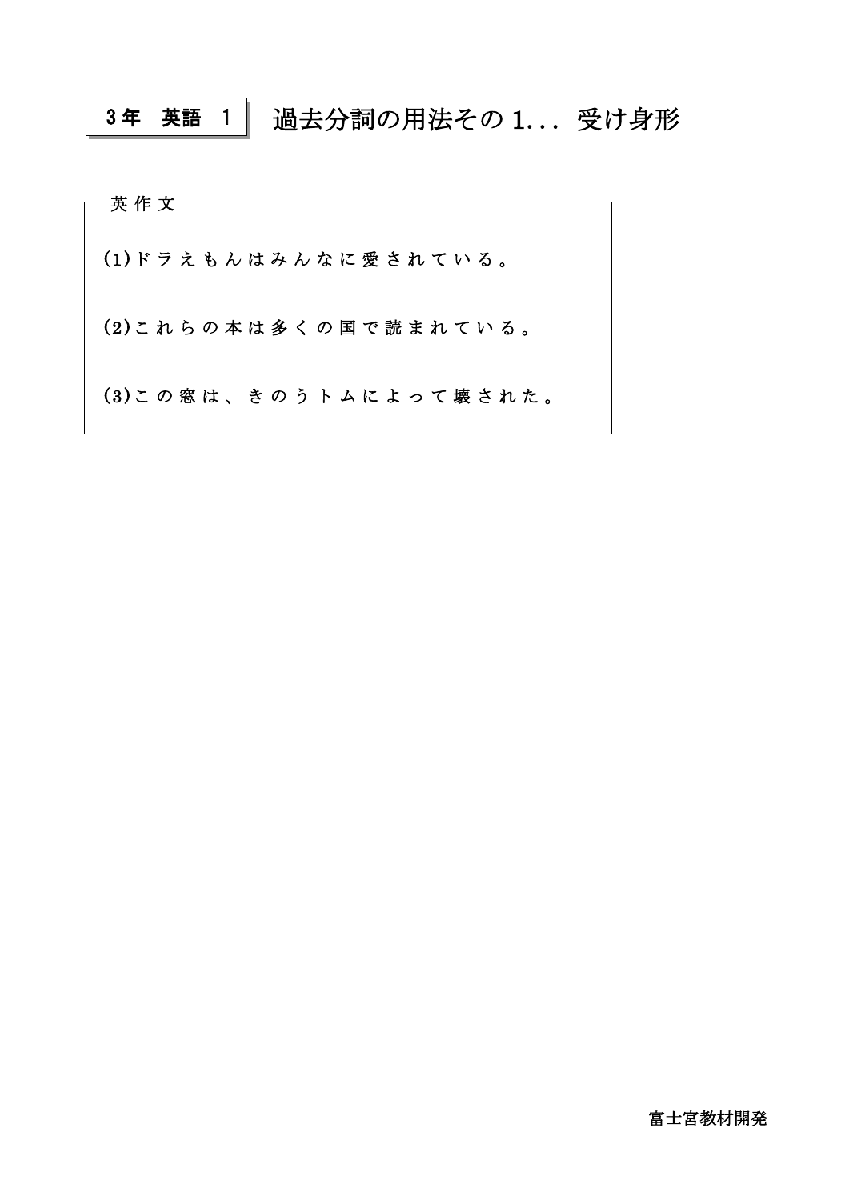# 3年　英語　1　過去分詞の用法その1... 受け身形

英作文

(1)ドラえもんはみんなに愛されている。

(2)これらの本は多くの国で読まれている。

(3)この窓は、きのうトムによって壊された。

富士宮教材開発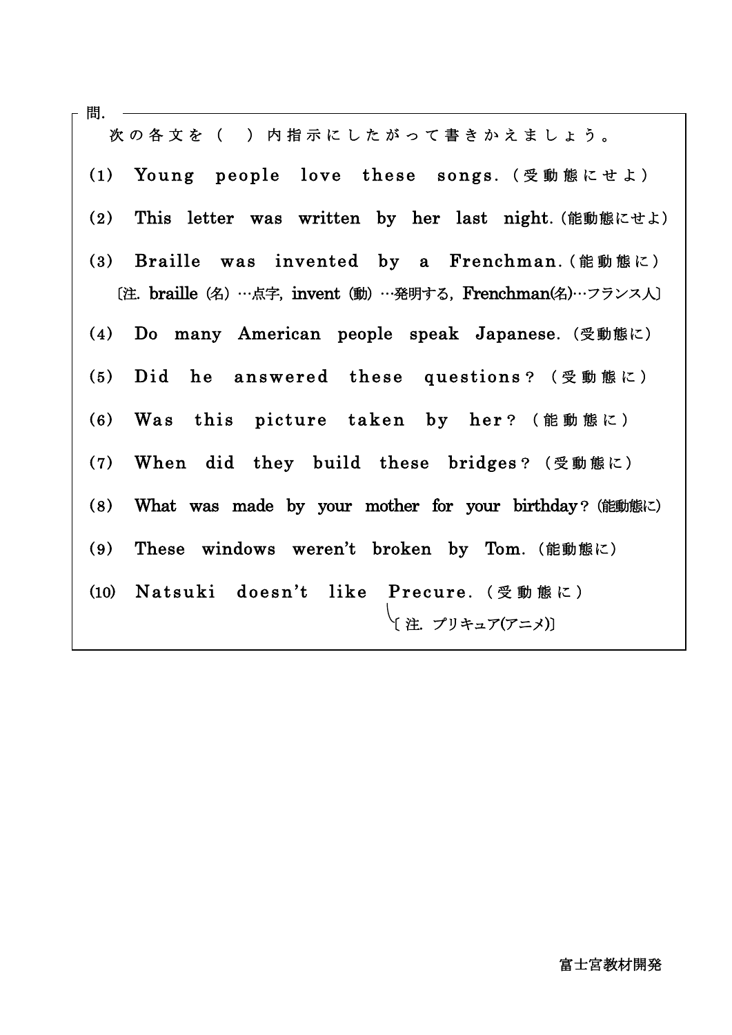問.

次の各文を（　）内指示にしたがって書きかえましょう。

(1) Young people love these songs.（受動態にせよ）

(2) This letter was written by her last night.（能動態にせよ）

(3) Braille was invented by a Frenchman.（能動態に）
〔注. braille (名) …点字, invent (動) …発明する, Frenchman(名)…フランス人〕

(4) Do many American people speak Japanese.（受動態に）

(5) Did he answered these questions?（受動態に）

(6) Was this picture taken by her?（能動態に）

(7) When did they build these bridges?（受動態に）

(8) What was made by your mother for your birthday?（能動態に）

(9) These windows weren't broken by Tom.（能動態に）

(10) Natsuki doesn't like Precure.（受動態に）
〔注. プリキュア(アニメ)〕

富士宮教材開発